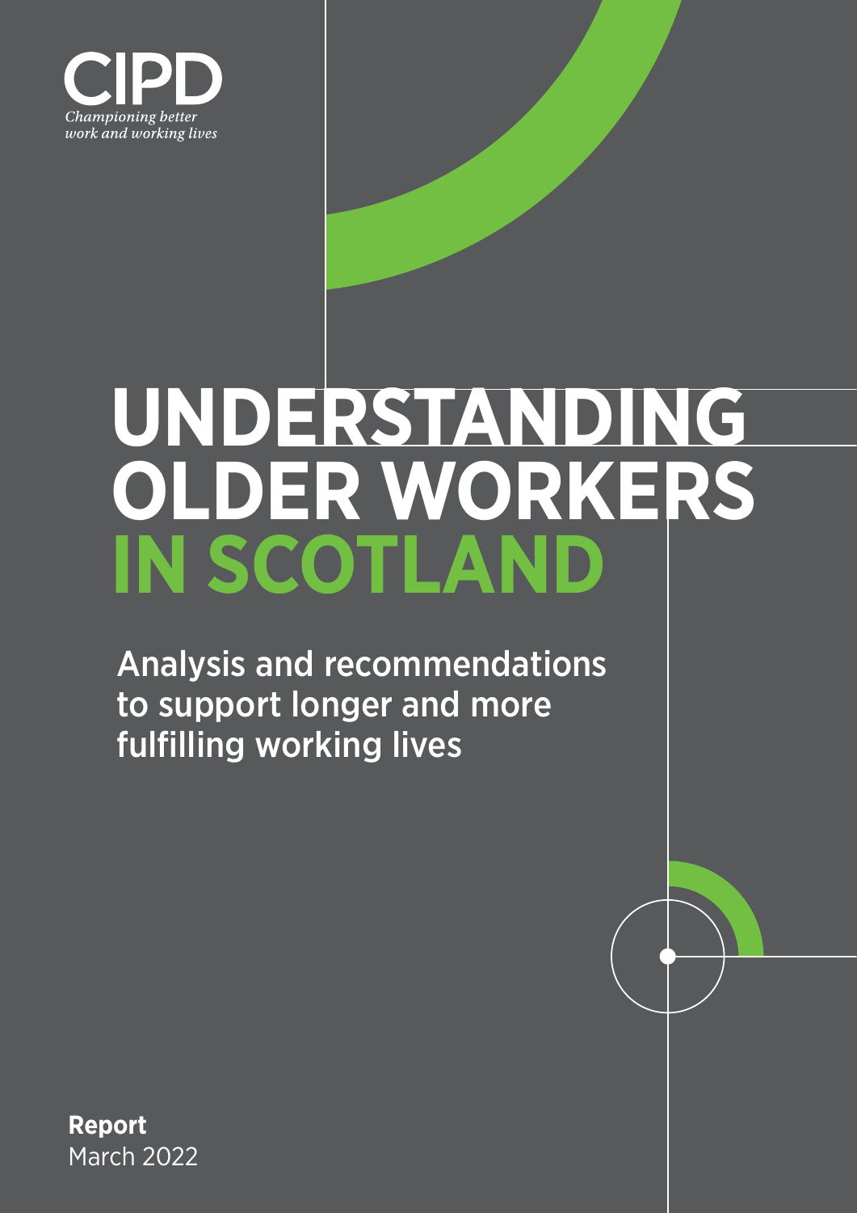CIPD

*Championing better work and working lives*

# UNDERSTANDING OLDER WORKERS IN SCOTLAND

Analysis and recommendations to support longer and more fulfilling working lives

**Report**
March 2022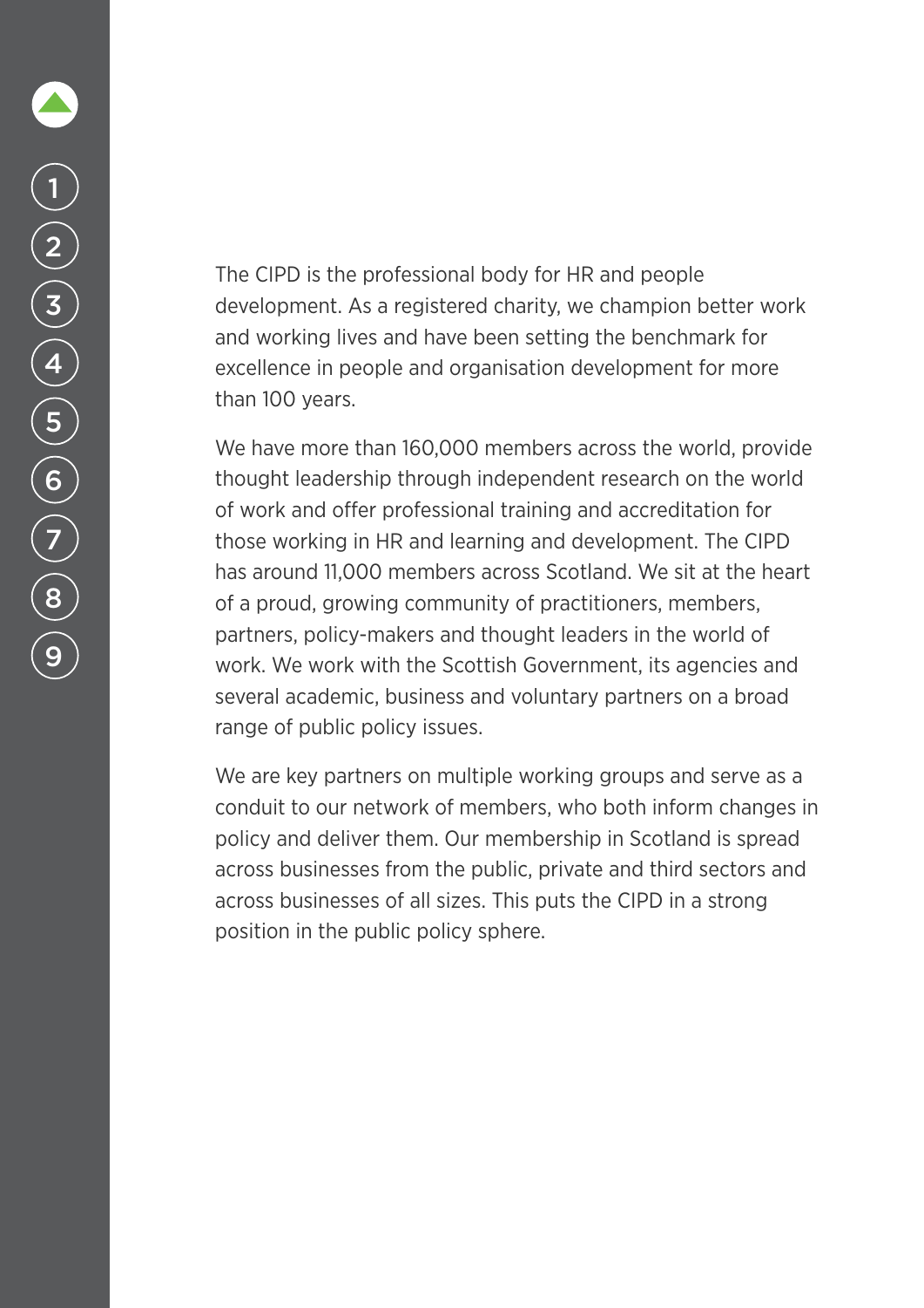The CIPD is the professional body for HR and people development. As a registered charity, we champion better work and working lives and have been setting the benchmark for excellence in people and organisation development for more than 100 years.

We have more than 160,000 members across the world, provide thought leadership through independent research on the world of work and offer professional training and accreditation for those working in HR and learning and development. The CIPD has around 11,000 members across Scotland. We sit at the heart of a proud, growing community of practitioners, members, partners, policy-makers and thought leaders in the world of work. We work with the Scottish Government, its agencies and several academic, business and voluntary partners on a broad range of public policy issues.

We are key partners on multiple working groups and serve as a conduit to our network of members, who both inform changes in policy and deliver them. Our membership in Scotland is spread across businesses from the public, private and third sectors and across businesses of all sizes. This puts the CIPD in a strong position in the public policy sphere.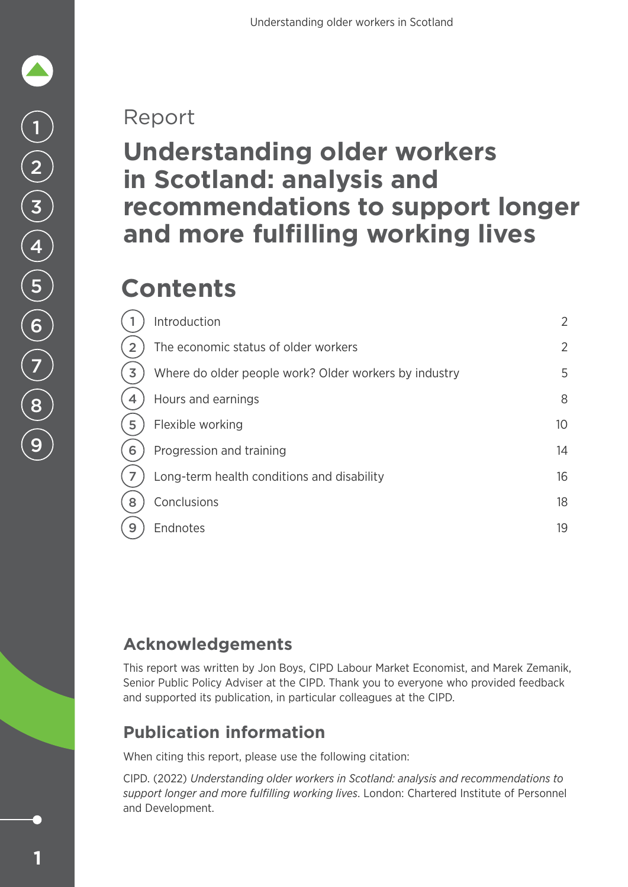Report

# Understanding older workers in Scotland: analysis and recommendations to support longer and more fulfilling working lives

## Contents

| | | |
|---|---|---|
| 1 | Introduction | 2 |
| 2 | The economic status of older workers | 2 |
| 3 | Where do older people work? Older workers by industry | 5 |
| 4 | Hours and earnings | 8 |
| 5 | Flexible working | 10 |
| 6 | Progression and training | 14 |
| 7 | Long-term health conditions and disability | 16 |
| 8 | Conclusions | 18 |
| 9 | Endnotes | 19 |

## Acknowledgements

This report was written by Jon Boys, CIPD Labour Market Economist, and Marek Zemanik, Senior Public Policy Adviser at the CIPD. Thank you to everyone who provided feedback and supported its publication, in particular colleagues at the CIPD.

## Publication information

When citing this report, please use the following citation:

CIPD. (2022) *Understanding older workers in Scotland: analysis and recommendations to support longer and more fulfilling working lives*. London: Chartered Institute of Personnel and Development.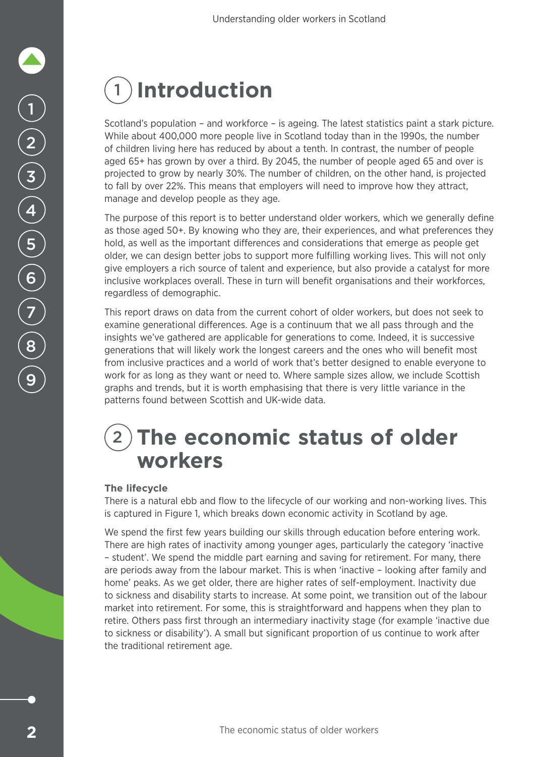# 1 Introduction

Scotland's population – and workforce – is ageing. The latest statistics paint a stark picture. While about 400,000 more people live in Scotland today than in the 1990s, the number of children living here has reduced by about a tenth. In contrast, the number of people aged 65+ has grown by over a third. By 2045, the number of people aged 65 and over is projected to grow by nearly 30%. The number of children, on the other hand, is projected to fall by over 22%. This means that employers will need to improve how they attract, manage and develop people as they age.

The purpose of this report is to better understand older workers, which we generally define as those aged 50+. By knowing who they are, their experiences, and what preferences they hold, as well as the important differences and considerations that emerge as people get older, we can design better jobs to support more fulfilling working lives. This will not only give employers a rich source of talent and experience, but also provide a catalyst for more inclusive workplaces overall. These in turn will benefit organisations and their workforces, regardless of demographic.

This report draws on data from the current cohort of older workers, but does not seek to examine generational differences. Age is a continuum that we all pass through and the insights we've gathered are applicable for generations to come. Indeed, it is successive generations that will likely work the longest careers and the ones who will benefit most from inclusive practices and a world of work that's better designed to enable everyone to work for as long as they want or need to. Where sample sizes allow, we include Scottish graphs and trends, but it is worth emphasising that there is very little variance in the patterns found between Scottish and UK-wide data.

# 2 The economic status of older workers

**The lifecycle**

There is a natural ebb and flow to the lifecycle of our working and non-working lives. This is captured in Figure 1, which breaks down economic activity in Scotland by age.

We spend the first few years building our skills through education before entering work. There are high rates of inactivity among younger ages, particularly the category 'inactive – student'. We spend the middle part earning and saving for retirement. For many, there are periods away from the labour market. This is when 'inactive – looking after family and home' peaks. As we get older, there are higher rates of self-employment. Inactivity due to sickness and disability starts to increase. At some point, we transition out of the labour market into retirement. For some, this is straightforward and happens when they plan to retire. Others pass first through an intermediary inactivity stage (for example 'inactive due to sickness or disability'). A small but significant proportion of us continue to work after the traditional retirement age.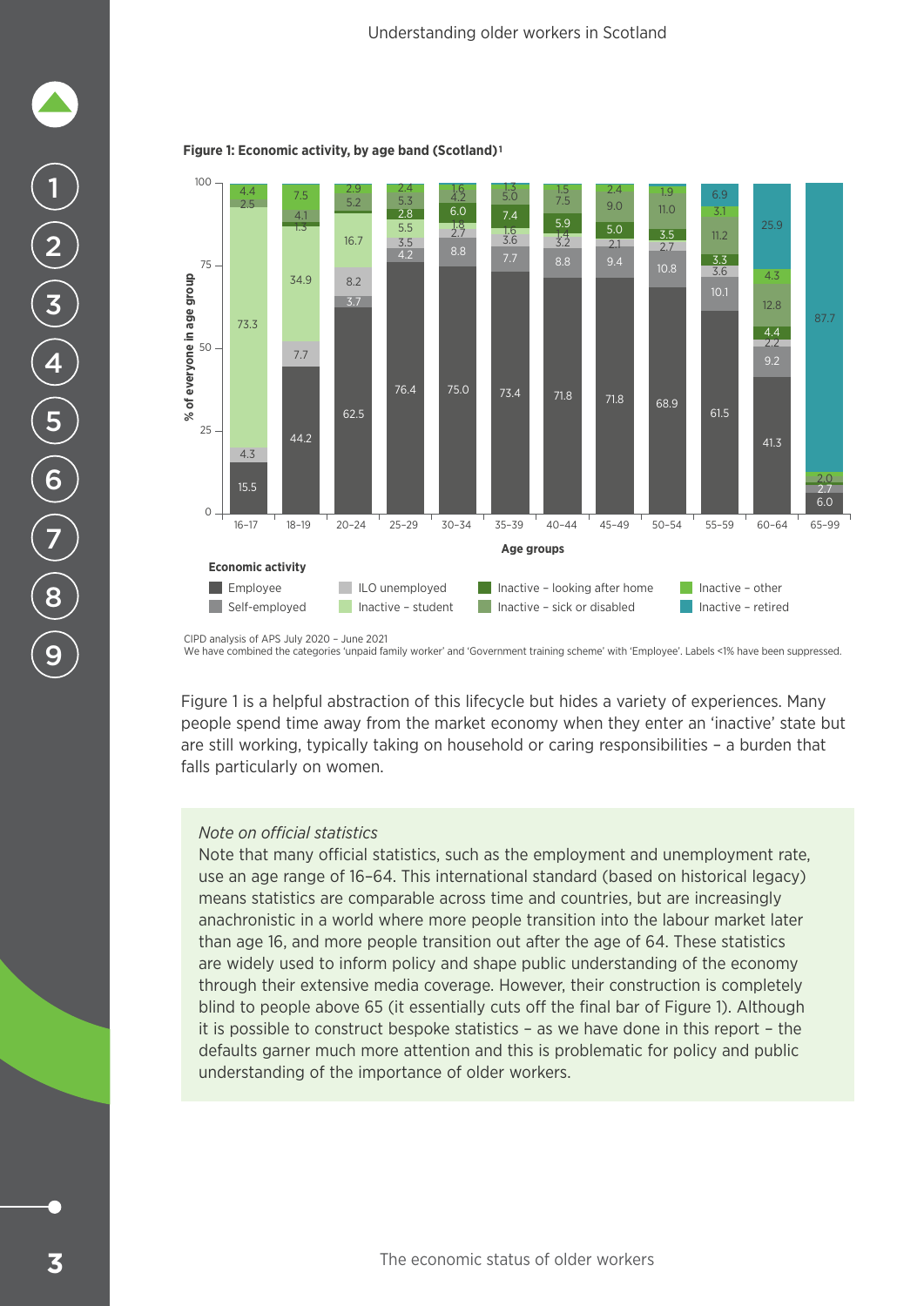**Figure 1: Economic activity, by age band (Scotland)[1]**

| Age group | Employee | Self-employed | ILO unemployed | Inactive – student | Inactive – looking after home | Inactive – sick or disabled | Inactive – other | Inactive – retired |
|---|---|---|---|---|---|---|---|---|
| 16–17 | 15.5 | | 4.3 | 73.3 | | 2.5 | 4.4 | |
| 18–19 | 44.2 | | 7.7 | 34.9 | 1.3 | 4.1 | 7.5 | |
| 20–24 | 62.5 | 3.7 | 8.2 | 16.7 | | 5.2 | 2.9 | |
| 25–29 | 76.4 | 4.2 | 3.5 | 5.5 | 2.8 | 5.3 | 2.4 | |
| 30–34 | 75.0 | 8.8 | 2.7 | 1.8 | 6.0 | 4.2 | 1.6 | |
| 35–39 | 73.4 | 7.7 | 3.6 | 1.6 | 7.4 | 5.0 | 1.3 | |
| 40–44 | 71.8 | 8.8 | 3.2 | 1.4 | 5.9 | 7.5 | 1.5 | |
| 45–49 | 71.8 | 9.4 | 2.1 | | 5.0 | 9.0 | 2.4 | |
| 50–54 | 68.9 | 10.8 | 2.7 | | 3.5 | 11.0 | 1.9 | |
| 55–59 | 61.5 | 10.1 | 3.6 | | 3.3 | 11.2 | 3.1 | 6.9 |
| 60–64 | 41.3 | 9.2 | 2.2 | | 4.4 | 12.8 | 4.3 | 25.9 |
| 65–99 | 6.0 | 2.7 | | | | | 2.0 | 87.7 |

Y-axis: % of everyone in age group. X-axis: Age groups.

CIPD analysis of APS July 2020 – June 2021
We have combined the categories 'unpaid family worker' and 'Government training scheme' with 'Employee'. Labels <1% have been suppressed.

Figure 1 is a helpful abstraction of this lifecycle but hides a variety of experiences. Many people spend time away from the market economy when they enter an 'inactive' state but are still working, typically taking on household or caring responsibilities – a burden that falls particularly on women.

*Note on official statistics*

Note that many official statistics, such as the employment and unemployment rate, use an age range of 16–64. This international standard (based on historical legacy) means statistics are comparable across time and countries, but are increasingly anachronistic in a world where more people transition into the labour market later than age 16, and more people transition out after the age of 64. These statistics are widely used to inform policy and shape public understanding of the economy through their extensive media coverage. However, their construction is completely blind to people above 65 (it essentially cuts off the final bar of Figure 1). Although it is possible to construct bespoke statistics – as we have done in this report – the defaults garner much more attention and this is problematic for policy and public understanding of the importance of older workers.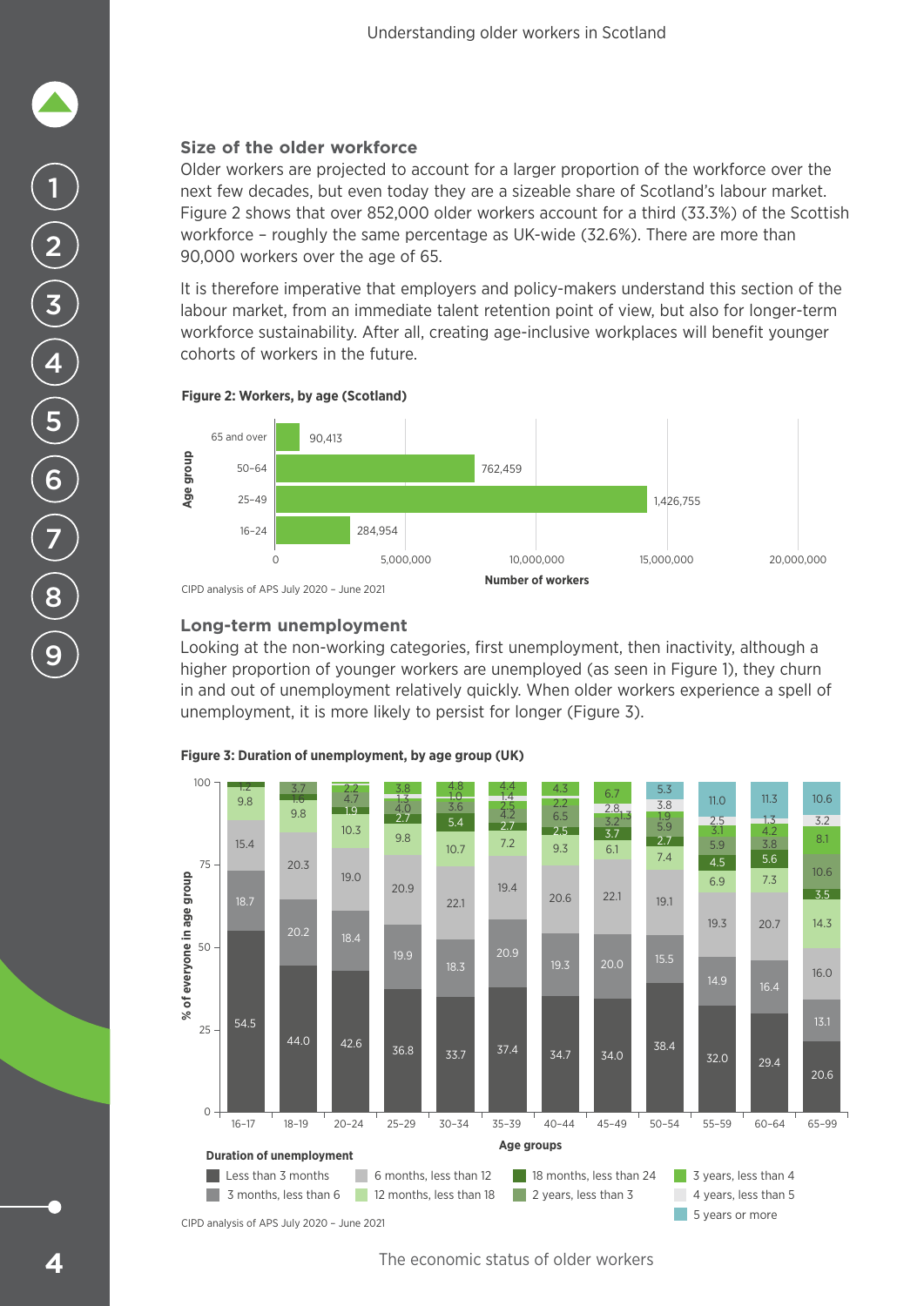## Size of the older workforce

Older workers are projected to account for a larger proportion of the workforce over the next few decades, but even today they are a sizeable share of Scotland's labour market. Figure 2 shows that over 852,000 older workers account for a third (33.3%) of the Scottish workforce – roughly the same percentage as UK-wide (32.6%). There are more than 90,000 workers over the age of 65.

It is therefore imperative that employers and policy-makers understand this section of the labour market, from an immediate talent retention point of view, but also for longer-term workforce sustainability. After all, creating age-inclusive workplaces will benefit younger cohorts of workers in the future.

**Figure 2: Workers, by age (Scotland)**

| Age group | Number of workers |
| --- | --- |
| 65 and over | 90,413 |
| 50–64 | 762,459 |
| 25–49 | 1,426,755 |
| 16–24 | 284,954 |

CIPD analysis of APS July 2020 – June 2021

## Long-term unemployment

Looking at the non-working categories, first unemployment, then inactivity, although a higher proportion of younger workers are unemployed (as seen in Figure 1), they churn in and out of unemployment relatively quickly. When older workers experience a spell of unemployment, it is more likely to persist for longer (Figure 3).

**Figure 3: Duration of unemployment, by age group (UK)**

% of everyone in age group

| Duration of unemployment | 16–17 | 18–19 | 20–24 | 25–29 | 30–34 | 35–39 | 40–44 | 45–49 | 50–54 | 55–59 | 60–64 | 65–99 |
| --- | --- | --- | --- | --- | --- | --- | --- | --- | --- | --- | --- | --- |
| Less than 3 months | 54.5 | 44.0 | 42.6 | 36.8 | 33.7 | 37.4 | 34.7 | 34.0 | 38.4 | 32.0 | 29.4 | 20.6 |
| 3 months, less than 6 | 18.7 | 20.2 | 18.4 | 19.9 | 18.3 | 20.9 | 19.3 | 20.0 | 15.5 | 14.9 | 16.4 | 13.1 |
| 6 months, less than 12 | 15.4 | 20.3 | 19.0 | 20.9 | 22.1 | 19.4 | 20.6 | 22.1 | 19.1 | 19.3 | 20.7 | 16.0 |
| 12 months, less than 18 | 9.8 | 9.8 | 10.3 | 9.8 | 10.7 | 7.2 | 9.3 | 6.1 | 7.4 | 6.9 | 7.3 | 14.3 |
| 18 months, less than 24 | 1.2 | 1.6 | 1.9 | 2.7 | 5.4 | 2.7 | 2.5 | 3.7 | 2.7 | 4.5 | 5.6 | 3.5 |
| 2 years, less than 3 | | 3.7 | 4.7 | 4.0 | 3.6 | 4.2 | 6.5 | 3.2 | 5.9 | 5.9 | 3.8 | 10.6 |
| 3 years, less than 4 | | | 2.2 | 3.8 | 1.0 | 2.5 | 2.2 | 1.3 | 1.9 | 3.1 | 4.2 | 8.1 |
| 4 years, less than 5 | | | | 1.3 | 1.4 | 1.4 | | 2.8 | 3.8 | 2.5 | 1.3 | 3.2 |
| 5 years or more | | | | | 4.8 | 4.4 | 4.3 | 6.7 | 5.3 | 11.0 | 11.3 | 10.6 |

CIPD analysis of APS July 2020 – June 2021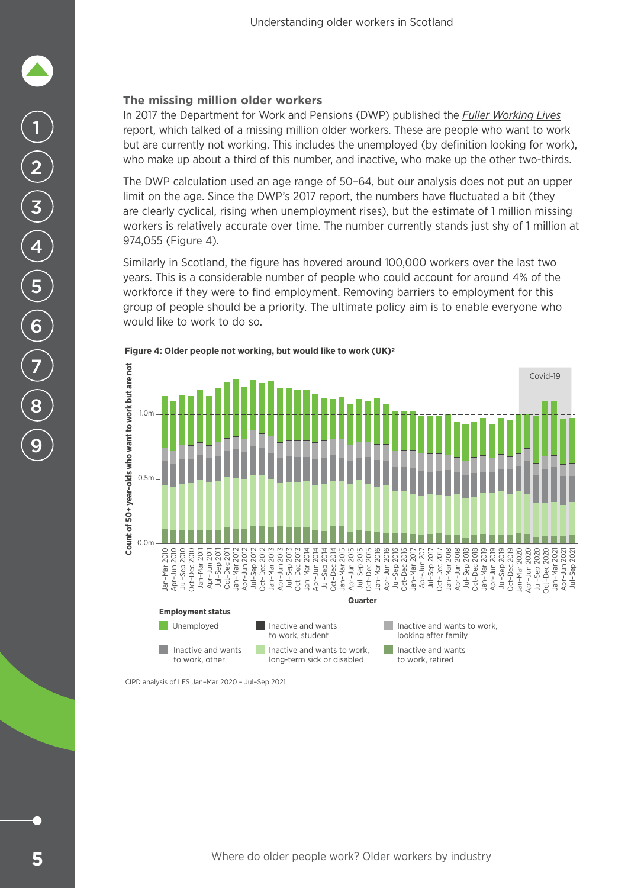### The missing million older workers

In 2017 the Department for Work and Pensions (DWP) published the *Fuller Working Lives* report, which talked of a missing million older workers. These are people who want to work but are currently not working. This includes the unemployed (by definition looking for work), who make up about a third of this number, and inactive, who make up the other two-thirds.

The DWP calculation used an age range of 50–64, but our analysis does not put an upper limit on the age. Since the DWP's 2017 report, the numbers have fluctuated a bit (they are clearly cyclical, rising when unemployment rises), but the estimate of 1 million missing workers is relatively accurate over time. The number currently stands just shy of 1 million at 974,055 (Figure 4).

Similarly in Scotland, the figure has hovered around 100,000 workers over the last two years. This is a considerable number of people who could account for around 4% of the workforce if they were to find employment. Removing barriers to employment for this group of people should be a priority. The ultimate policy aim is to enable everyone who would like to work to do so.

**Figure 4: Older people not working, but would like to work (UK)[2]**

CIPD analysis of LFS Jan–Mar 2020 – Jul–Sep 2021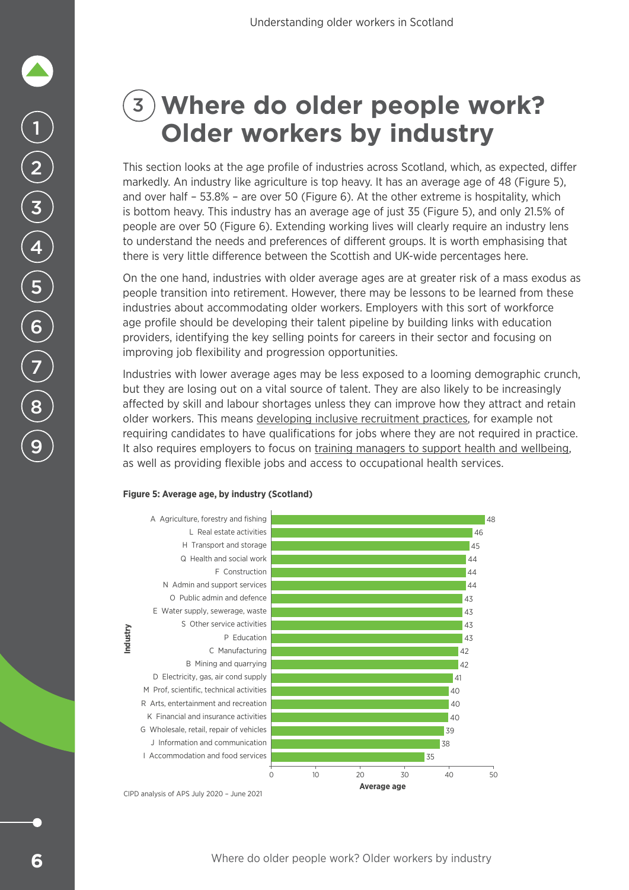# 3 Where do older people work? Older workers by industry

This section looks at the age profile of industries across Scotland, which, as expected, differ markedly. An industry like agriculture is top heavy. It has an average age of 48 (Figure 5), and over half – 53.8% – are over 50 (Figure 6). At the other extreme is hospitality, which is bottom heavy. This industry has an average age of just 35 (Figure 5), and only 21.5% of people are over 50 (Figure 6). Extending working lives will clearly require an industry lens to understand the needs and preferences of different groups. It is worth emphasising that there is very little difference between the Scottish and UK-wide percentages here.

On the one hand, industries with older average ages are at greater risk of a mass exodus as people transition into retirement. However, there may be lessons to be learned from these industries about accommodating older workers. Employers with this sort of workforce age profile should be developing their talent pipeline by building links with education providers, identifying the key selling points for careers in their sector and focusing on improving job flexibility and progression opportunities.

Industries with lower average ages may be less exposed to a looming demographic crunch, but they are losing out on a vital source of talent. They are also likely to be increasingly affected by skill and labour shortages unless they can improve how they attract and retain older workers. This means developing inclusive recruitment practices, for example not requiring candidates to have qualifications for jobs where they are not required in practice. It also requires employers to focus on training managers to support health and wellbeing, as well as providing flexible jobs and access to occupational health services.

**Figure 5: Average age, by industry (Scotland)**

| Industry | Average age |
|---|---|
| A Agriculture, forestry and fishing | 48 |
| L Real estate activities | 46 |
| H Transport and storage | 45 |
| Q Health and social work | 44 |
| F Construction | 44 |
| N Admin and support services | 44 |
| O Public admin and defence | 43 |
| E Water supply, sewerage, waste | 43 |
| S Other service activities | 43 |
| P Education | 43 |
| C Manufacturing | 42 |
| B Mining and quarrying | 42 |
| D Electricity, gas, air cond supply | 41 |
| M Prof, scientific, technical activities | 40 |
| R Arts, entertainment and recreation | 40 |
| K Financial and insurance activities | 40 |
| G Wholesale, retail, repair of vehicles | 39 |
| J Information and communication | 38 |
| I Accommodation and food services | 35 |

CIPD analysis of APS July 2020 – June 2021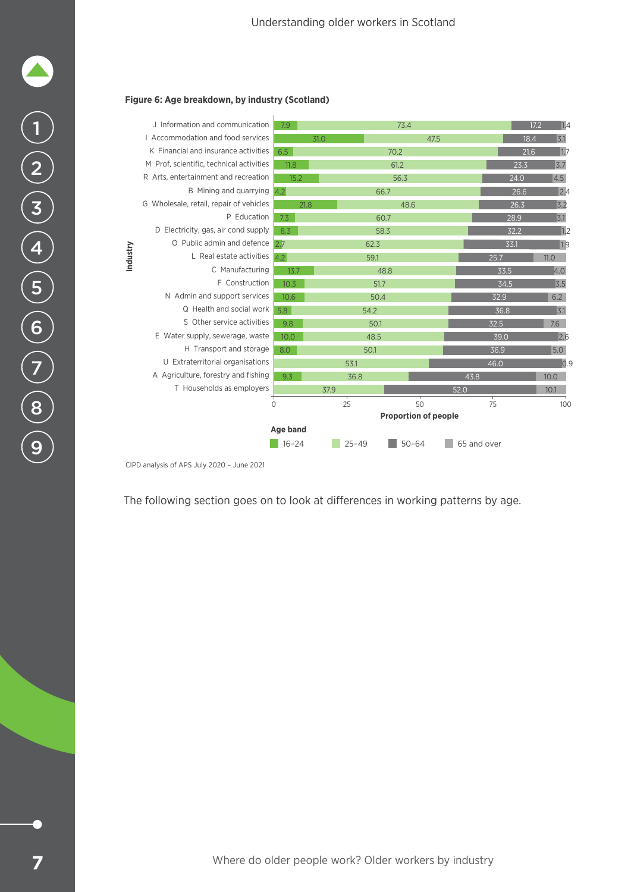**Figure 6: Age breakdown, by industry (Scotland)**

| Industry | 16–24 | 25–49 | 50–64 | 65 and over |
|---|---|---|---|---|
| J Information and communication | 7.9 | 73.4 | 17.2 | 1.4 |
| I Accommodation and food services | 31.0 | 47.5 | 18.4 | 3.1 |
| K Financial and insurance activities | 6.5 | 70.2 | 21.6 | 1.7 |
| M Prof, scientific, technical activities | 11.8 | 61.2 | 23.3 | 3.7 |
| R Arts, entertainment and recreation | 15.2 | 56.3 | 24.0 | 4.5 |
| B Mining and quarrying | 4.2 | 66.7 | 26.6 | 2.4 |
| G Wholesale, retail, repair of vehicles | 21.8 | 48.6 | 26.3 | 3.2 |
| P Education | 7.3 | 60.7 | 28.9 | 3.1 |
| D Electricity, gas, air cond supply | 8.3 | 58.3 | 32.2 | 1.2 |
| O Public admin and defence | 2.7 | 62.3 | 33.1 | 1.9 |
| L Real estate activities | 4.2 | 59.1 | 25.7 | 11.0 |
| C Manufacturing | 13.7 | 48.8 | 33.5 | 4.0 |
| F Construction | 10.3 | 51.7 | 34.5 | 3.5 |
| N Admin and support services | 10.6 | 50.4 | 32.9 | 6.2 |
| Q Health and social work | 5.8 | 54.2 | 36.8 | 3.1 |
| S Other service activities | 9.8 | 50.1 | 32.5 | 7.6 |
| E Water supply, sewerage, waste | 10.0 | 48.5 | 39.0 | 2.6 |
| H Transport and storage | 8.0 | 50.1 | 36.9 | 5.0 |
| U Extraterritorial organisations | | 53.1 | 46.0 | 0.9 |
| A Agriculture, forestry and fishing | 9.3 | 36.8 | 43.8 | 10.0 |
| T Households as employers | | 37.9 | 52.0 | 10.1 |

Proportion of people (0–100)

CIPD analysis of APS July 2020 – June 2021

The following section goes on to look at differences in working patterns by age.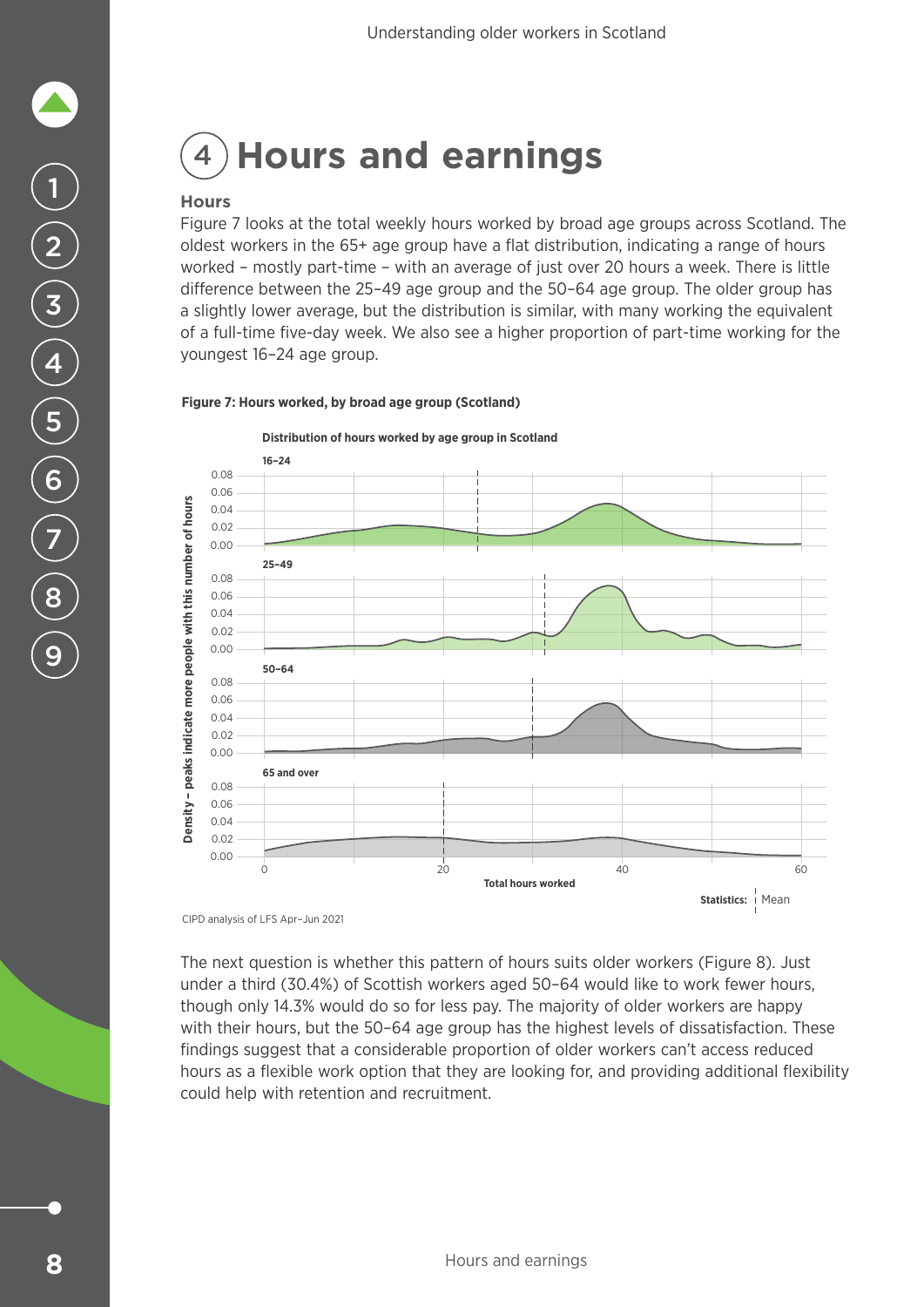# 4 Hours and earnings

### Hours

Figure 7 looks at the total weekly hours worked by broad age groups across Scotland. The oldest workers in the 65+ age group have a flat distribution, indicating a range of hours worked – mostly part-time – with an average of just over 20 hours a week. There is little difference between the 25–49 age group and the 50–64 age group. The older group has a slightly lower average, but the distribution is similar, with many working the equivalent of a full-time five-day week. We also see a higher proportion of part-time working for the youngest 16–24 age group.

**Figure 7: Hours worked, by broad age group (Scotland)**

CIPD analysis of LFS Apr–Jun 2021

The next question is whether this pattern of hours suits older workers (Figure 8). Just under a third (30.4%) of Scottish workers aged 50–64 would like to work fewer hours, though only 14.3% would do so for less pay. The majority of older workers are happy with their hours, but the 50–64 age group has the highest levels of dissatisfaction. These findings suggest that a considerable proportion of older workers can't access reduced hours as a flexible work option that they are looking for, and providing additional flexibility could help with retention and recruitment.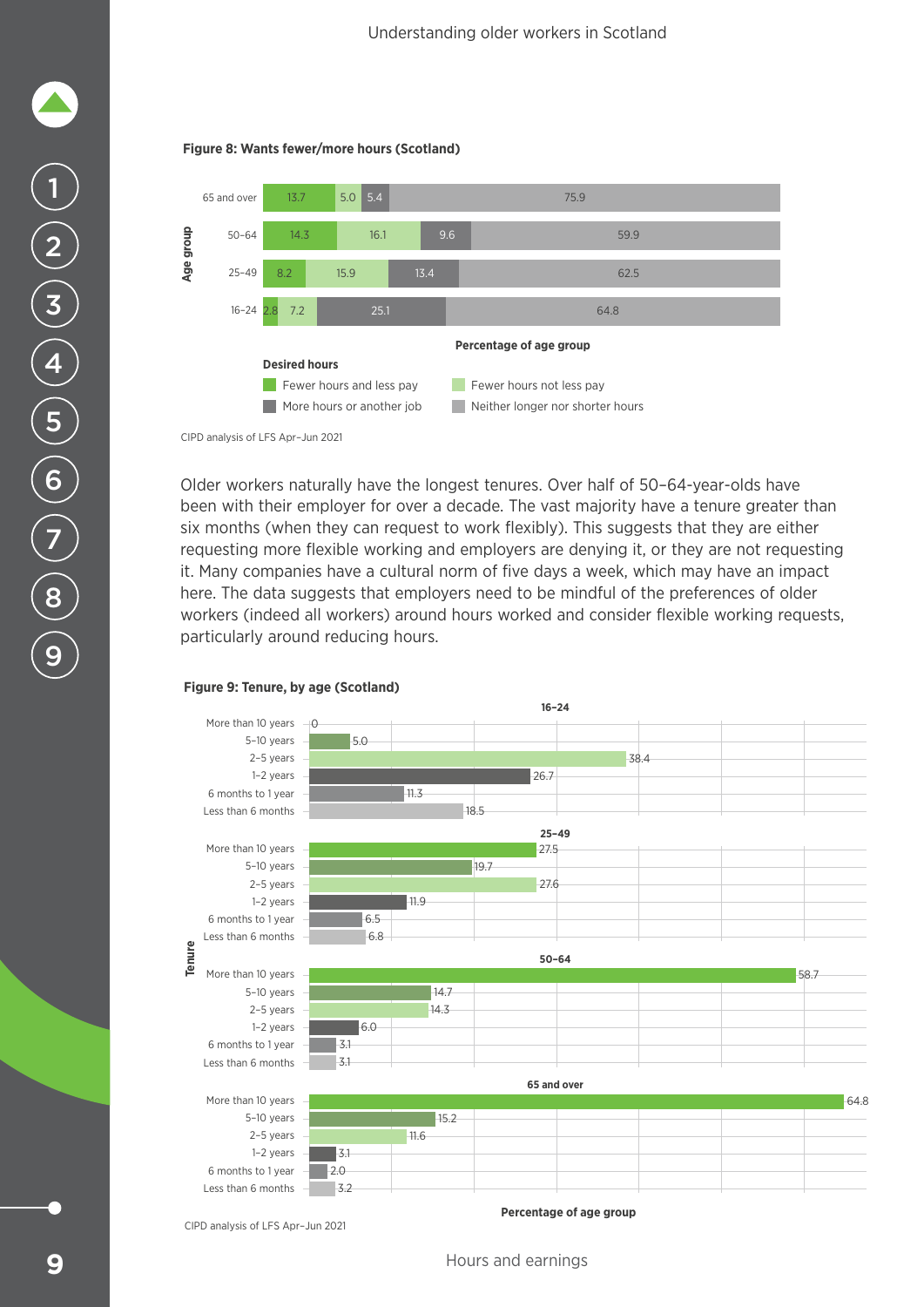**Figure 8: Wants fewer/more hours (Scotland)**

| Age group | Fewer hours and less pay | Fewer hours not less pay | More hours or another job | Neither longer nor shorter hours |
|---|---|---|---|---|
| 65 and over | 13.7 | 5.0 | 5.4 | 75.9 |
| 50–64 | 14.3 | 16.1 | 9.6 | 59.9 |
| 25–49 | 8.2 | 15.9 | 13.4 | 62.5 |
| 16–24 | 2.8 | 7.2 | 25.1 | 64.8 |

Percentage of age group

CIPD analysis of LFS Apr–Jun 2021

Older workers naturally have the longest tenures. Over half of 50–64-year-olds have been with their employer for over a decade. The vast majority have a tenure greater than six months (when they can request to work flexibly). This suggests that they are either requesting more flexible working and employers are denying it, or they are not requesting it. Many companies have a cultural norm of five days a week, which may have an impact here. The data suggests that employers need to be mindful of the preferences of older workers (indeed all workers) around hours worked and consider flexible working requests, particularly around reducing hours.

**Figure 9: Tenure, by age (Scotland)**

| Tenure | 16–24 | 25–49 | 50–64 | 65 and over |
|---|---|---|---|---|
| More than 10 years | 0 | 27.5 | 58.7 | 64.8 |
| 5–10 years | 5.0 | 19.7 | 14.7 | 15.2 |
| 2–5 years | 38.4 | 27.6 | 14.3 | 11.6 |
| 1–2 years | 26.7 | 11.9 | 6.0 | 3.1 |
| 6 months to 1 year | 11.3 | 6.5 | 3.1 | 2.0 |
| Less than 6 months | 18.5 | 6.8 | 3.1 | 3.2 |

Percentage of age group

CIPD analysis of LFS Apr–Jun 2021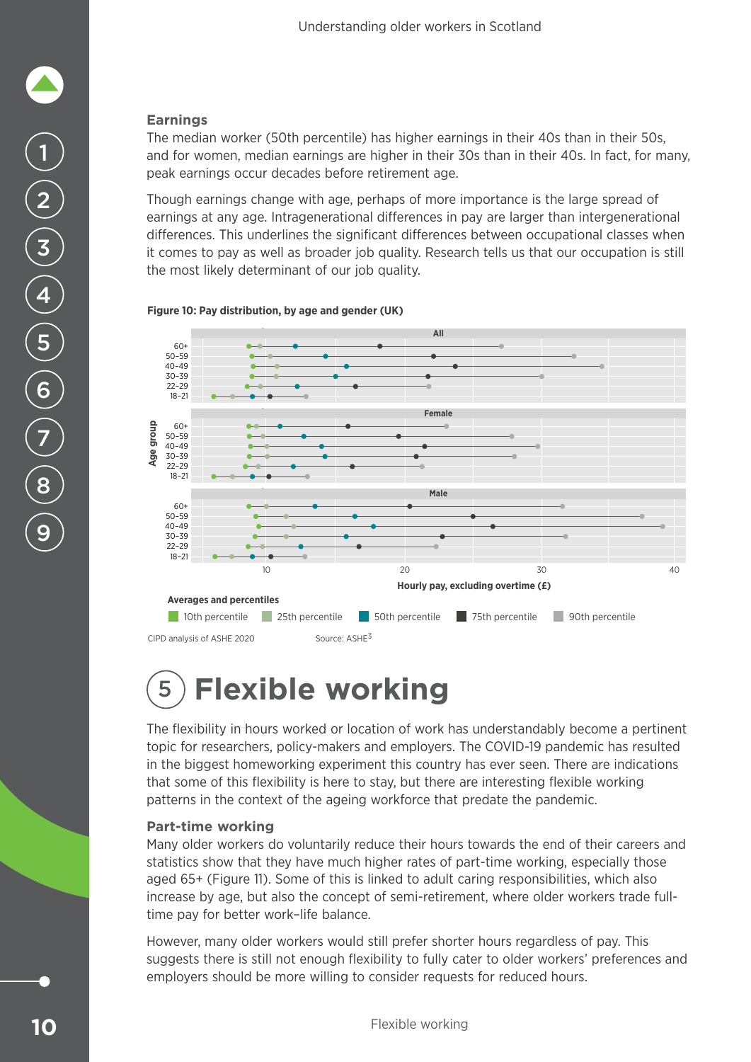### Earnings

The median worker (50th percentile) has higher earnings in their 40s than in their 50s, and for women, median earnings are higher in their 30s than in their 40s. In fact, for many, peak earnings occur decades before retirement age.

Though earnings change with age, perhaps of more importance is the large spread of earnings at any age. Intragenerational differences in pay are larger than intergenerational differences. This underlines the significant differences between occupational classes when it comes to pay as well as broader job quality. Research tells us that our occupation is still the most likely determinant of our job quality.

**Figure 10: Pay distribution, by age and gender (UK)**

CIPD analysis of ASHE 2020    Source: ASHE[3]

# 5 Flexible working

The flexibility in hours worked or location of work has understandably become a pertinent topic for researchers, policy-makers and employers. The COVID-19 pandemic has resulted in the biggest homeworking experiment this country has ever seen. There are indications that some of this flexibility is here to stay, but there are interesting flexible working patterns in the context of the ageing workforce that predate the pandemic.

### Part-time working

Many older workers do voluntarily reduce their hours towards the end of their careers and statistics show that they have much higher rates of part-time working, especially those aged 65+ (Figure 11). Some of this is linked to adult caring responsibilities, which also increase by age, but also the concept of semi-retirement, where older workers trade full-time pay for better work–life balance.

However, many older workers would still prefer shorter hours regardless of pay. This suggests there is still not enough flexibility to fully cater to older workers' preferences and employers should be more willing to consider requests for reduced hours.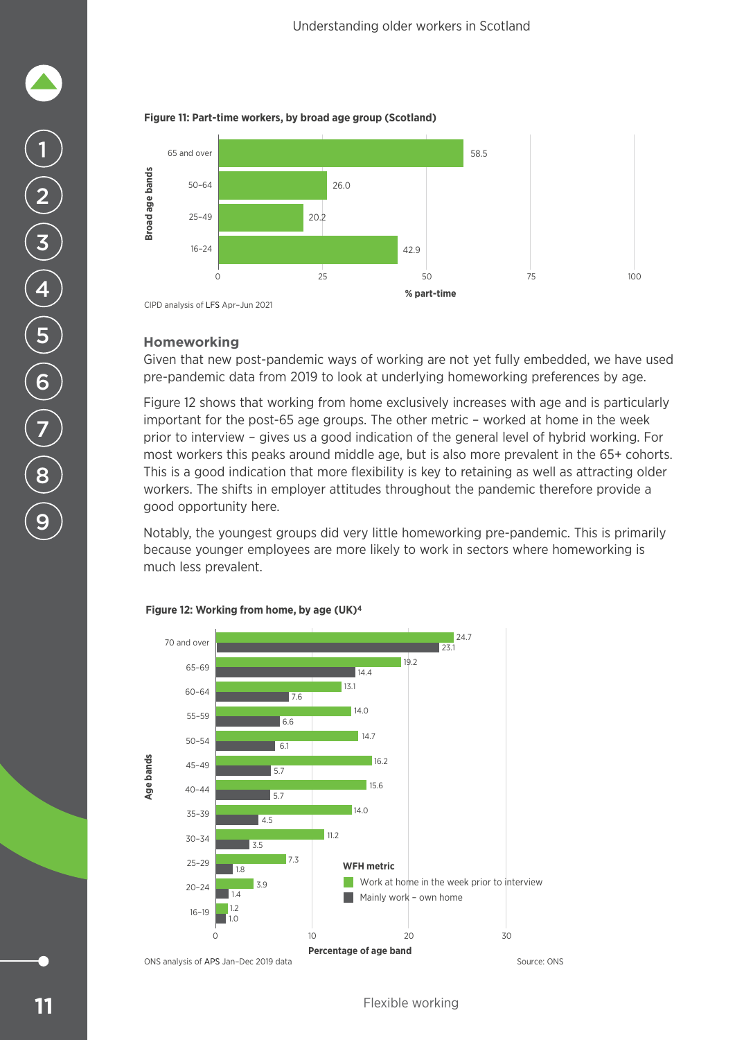**Figure 11: Part-time workers, by broad age group (Scotland)**

| Broad age bands | % part-time |
|---|---|
| 65 and over | 58.5 |
| 50–64 | 26.0 |
| 25–49 | 20.2 |
| 16–24 | 42.9 |

CIPD analysis of LFS Apr–Jun 2021

## Homeworking

Given that new post-pandemic ways of working are not yet fully embedded, we have used pre-pandemic data from 2019 to look at underlying homeworking preferences by age.

Figure 12 shows that working from home exclusively increases with age and is particularly important for the post-65 age groups. The other metric – worked at home in the week prior to interview – gives us a good indication of the general level of hybrid working. For most workers this peaks around middle age, but is also more prevalent in the 65+ cohorts. This is a good indication that more flexibility is key to retaining as well as attracting older workers. The shifts in employer attitudes throughout the pandemic therefore provide a good opportunity here.

Notably, the youngest groups did very little homeworking pre-pandemic. This is primarily because younger employees are more likely to work in sectors where homeworking is much less prevalent.

**Figure 12: Working from home, by age (UK)[4]**

| Age bands | Work at home in the week prior to interview (%) | Mainly work – own home (%) |
|---|---|---|
| 70 and over | 24.7 | 23.1 |
| 65–69 | 19.2 | 14.4 |
| 60–64 | 13.1 | 7.6 |
| 55–59 | 14.0 | 6.6 |
| 50–54 | 14.7 | 6.1 |
| 45–49 | 16.2 | 5.7 |
| 40–44 | 15.6 | 5.7 |
| 35–39 | 14.0 | 4.5 |
| 30–34 | 11.2 | 3.5 |
| 25–29 | 7.3 | 1.8 |
| 20–24 | 3.9 | 1.4 |
| 16–19 | 1.2 | 1.0 |

ONS analysis of APS Jan–Dec 2019 data

Source: ONS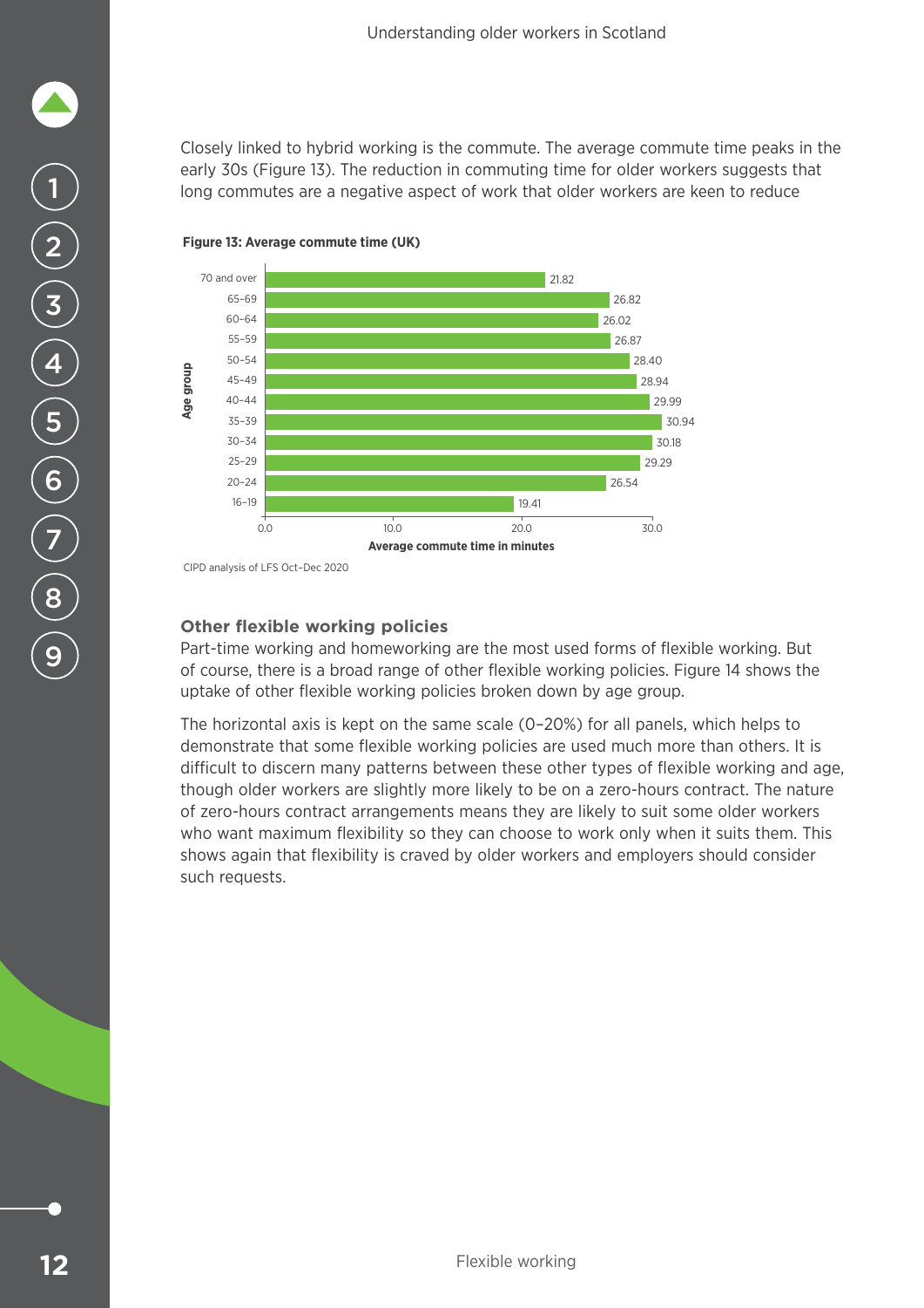Closely linked to hybrid working is the commute. The average commute time peaks in the early 30s (Figure 13). The reduction in commuting time for older workers suggests that long commutes are a negative aspect of work that older workers are keen to reduce

**Figure 13: Average commute time (UK)**

| Age group | Average commute time in minutes |
| --- | --- |
| 70 and over | 21.82 |
| 65–69 | 26.82 |
| 60–64 | 26.02 |
| 55–59 | 26.87 |
| 50–54 | 28.40 |
| 45–49 | 28.94 |
| 40–44 | 29.99 |
| 35–39 | 30.94 |
| 30–34 | 30.18 |
| 25–29 | 29.29 |
| 20–24 | 26.54 |
| 16–19 | 19.41 |

CIPD analysis of LFS Oct–Dec 2020

### Other flexible working policies

Part-time working and homeworking are the most used forms of flexible working. But of course, there is a broad range of other flexible working policies. Figure 14 shows the uptake of other flexible working policies broken down by age group.

The horizontal axis is kept on the same scale (0–20%) for all panels, which helps to demonstrate that some flexible working policies are used much more than others. It is difficult to discern many patterns between these other types of flexible working and age, though older workers are slightly more likely to be on a zero-hours contract. The nature of zero-hours contract arrangements means they are likely to suit some older workers who want maximum flexibility so they can choose to work only when it suits them. This shows again that flexibility is craved by older workers and employers should consider such requests.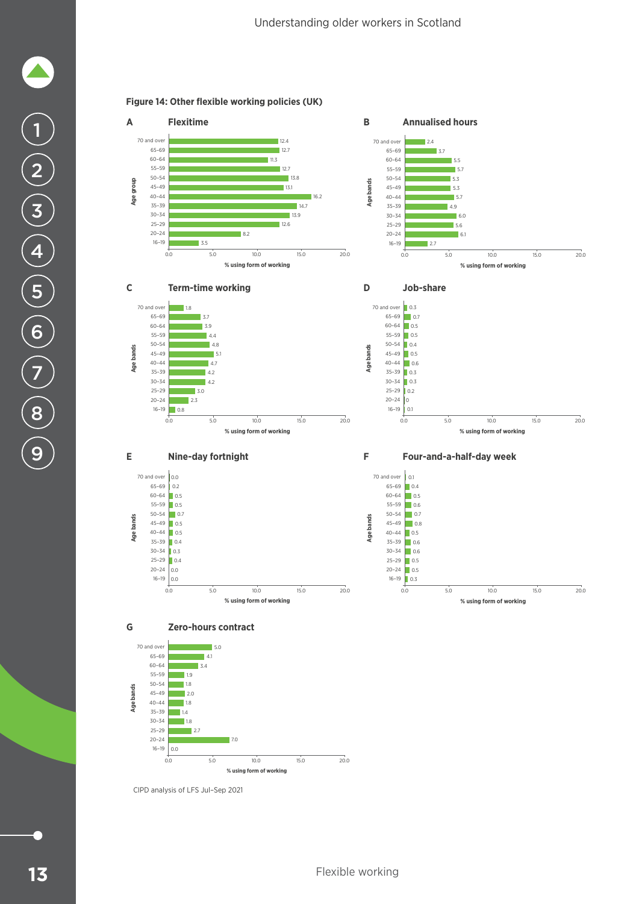**Figure 14: Other flexible working policies (UK)**

**A Flexitime**

| Age group | % using form of working |
|---|---|
| 70 and over | 12.4 |
| 65–69 | 12.7 |
| 60–64 | 11.3 |
| 55–59 | 12.7 |
| 50–54 | 13.8 |
| 45–49 | 13.1 |
| 40–44 | 16.2 |
| 35–39 | 14.7 |
| 30–34 | 13.9 |
| 25–29 | 12.6 |
| 20–24 | 8.2 |
| 16–19 | 3.5 |

**B Annualised hours**

| Age bands | % using form of working |
|---|---|
| 70 and over | 2.4 |
| 65–69 | 3.7 |
| 60–64 | 5.5 |
| 55–59 | 5.7 |
| 50–54 | 5.3 |
| 45–49 | 5.3 |
| 40–44 | 5.7 |
| 35–39 | 4.9 |
| 30–34 | 6.0 |
| 25–29 | 5.6 |
| 20–24 | 6.1 |
| 16–19 | 2.7 |

**C Term-time working**

| Age bands | % using form of working |
|---|---|
| 70 and over | 1.8 |
| 65–69 | 3.7 |
| 60–64 | 3.9 |
| 55–59 | 4.4 |
| 50–54 | 4.8 |
| 45–49 | 5.1 |
| 40–44 | 4.7 |
| 35–39 | 4.2 |
| 30–34 | 4.2 |
| 25–29 | 3.0 |
| 20–24 | 2.3 |
| 16–19 | 0.8 |

**D Job-share**

| Age bands | % using form of working |
|---|---|
| 70 and over | 0.3 |
| 65–69 | 0.7 |
| 60–64 | 0.5 |
| 55–59 | 0.5 |
| 50–54 | 0.4 |
| 45–49 | 0.5 |
| 40–44 | 0.6 |
| 35–39 | 0.3 |
| 30–34 | 0.3 |
| 25–29 | 0.2 |
| 20–24 | 0 |
| 16–19 | 0.1 |

**E Nine-day fortnight**

| Age bands | % using form of working |
|---|---|
| 70 and over | 0.0 |
| 65–69 | 0.2 |
| 60–64 | 0.5 |
| 55–59 | 0.5 |
| 50–54 | 0.7 |
| 45–49 | 0.5 |
| 40–44 | 0.5 |
| 35–39 | 0.4 |
| 30–34 | 0.3 |
| 25–29 | 0.4 |
| 20–24 | 0.0 |
| 16–19 | 0.0 |

**F Four-and-a-half-day week**

| Age bands | % using form of working |
|---|---|
| 70 and over | 0.1 |
| 65–69 | 0.4 |
| 60–64 | 0.5 |
| 55–59 | 0.6 |
| 50–54 | 0.7 |
| 45–49 | 0.8 |
| 40–44 | 0.5 |
| 35–39 | 0.6 |
| 30–34 | 0.6 |
| 25–29 | 0.5 |
| 20–24 | 0.5 |
| 16–19 | 0.3 |

**G Zero-hours contract**

| Age bands | % using form of working |
|---|---|
| 70 and over | 5.0 |
| 65–69 | 4.1 |
| 60–64 | 3.4 |
| 55–59 | 1.9 |
| 50–54 | 1.8 |
| 45–49 | 2.0 |
| 40–44 | 1.8 |
| 35–39 | 1.4 |
| 30–34 | 1.8 |
| 25–29 | 2.7 |
| 20–24 | 7.0 |
| 16–19 | 0.0 |

CIPD analysis of LFS Jul–Sep 2021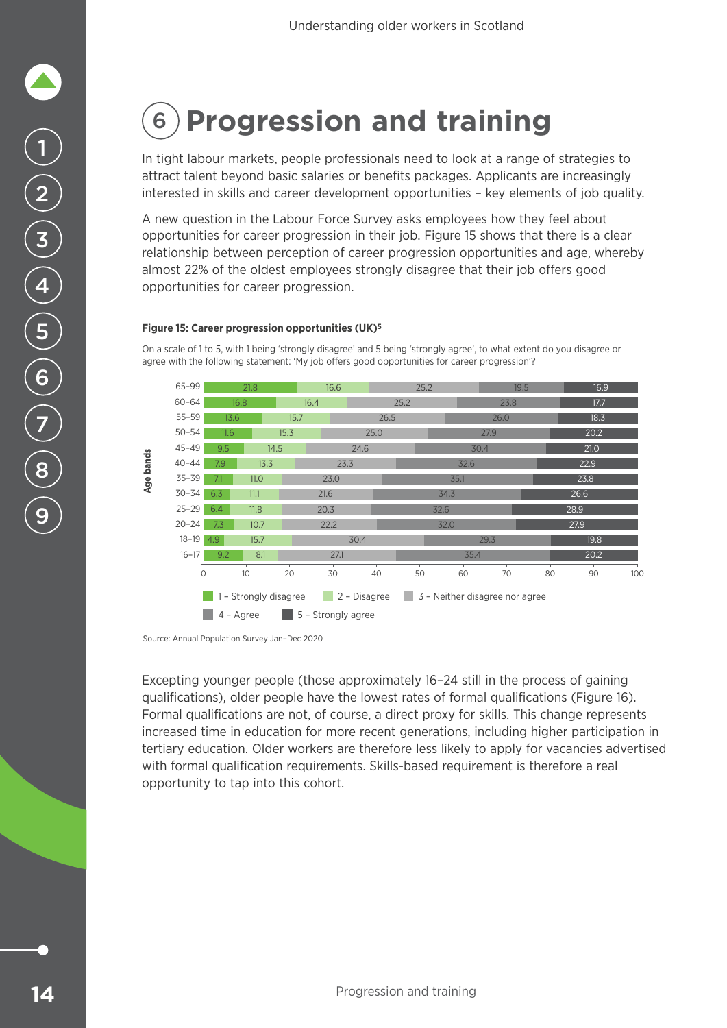# 6 Progression and training

In tight labour markets, people professionals need to look at a range of strategies to attract talent beyond basic salaries or benefits packages. Applicants are increasingly interested in skills and career development opportunities – key elements of job quality.

A new question in the Labour Force Survey asks employees how they feel about opportunities for career progression in their job. Figure 15 shows that there is a clear relationship between perception of career progression opportunities and age, whereby almost 22% of the oldest employees strongly disagree that their job offers good opportunities for career progression.

**Figure 15: Career progression opportunities (UK)[5]**

On a scale of 1 to 5, with 1 being 'strongly disagree' and 5 being 'strongly agree', to what extent do you disagree or agree with the following statement: 'My job offers good opportunities for career progression'?

| Age bands | 1 – Strongly disagree | 2 – Disagree | 3 – Neither disagree nor agree | 4 – Agree | 5 – Strongly agree |
|---|---|---|---|---|---|
| 65–99 | 21.8 | 16.6 | 25.2 | 19.5 | 16.9 |
| 60–64 | 16.8 | 16.4 | 25.2 | 23.8 | 17.7 |
| 55–59 | 13.6 | 15.7 | 26.5 | 26.0 | 18.3 |
| 50–54 | 11.6 | 15.3 | 25.0 | 27.9 | 20.2 |
| 45–49 | 9.5 | 14.5 | 24.6 | 30.4 | 21.0 |
| 40–44 | 7.9 | 13.3 | 23.3 | 32.6 | 22.9 |
| 35–39 | 7.1 | 11.0 | 23.0 | 35.1 | 23.8 |
| 30–34 | 6.3 | 11.1 | 21.6 | 34.3 | 26.6 |
| 25–29 | 6.4 | 11.8 | 20.3 | 32.6 | 28.9 |
| 20–24 | 7.3 | 10.7 | 22.2 | 32.0 | 27.9 |
| 18–19 | 4.9 | 15.7 | 30.4 | 29.3 | 19.8 |
| 16–17 | 9.2 | 8.1 | 27.1 | 35.4 | 20.2 |

Source: Annual Population Survey Jan–Dec 2020

Excepting younger people (those approximately 16–24 still in the process of gaining qualifications), older people have the lowest rates of formal qualifications (Figure 16). Formal qualifications are not, of course, a direct proxy for skills. This change represents increased time in education for more recent generations, including higher participation in tertiary education. Older workers are therefore less likely to apply for vacancies advertised with formal qualification requirements. Skills-based requirement is therefore a real opportunity to tap into this cohort.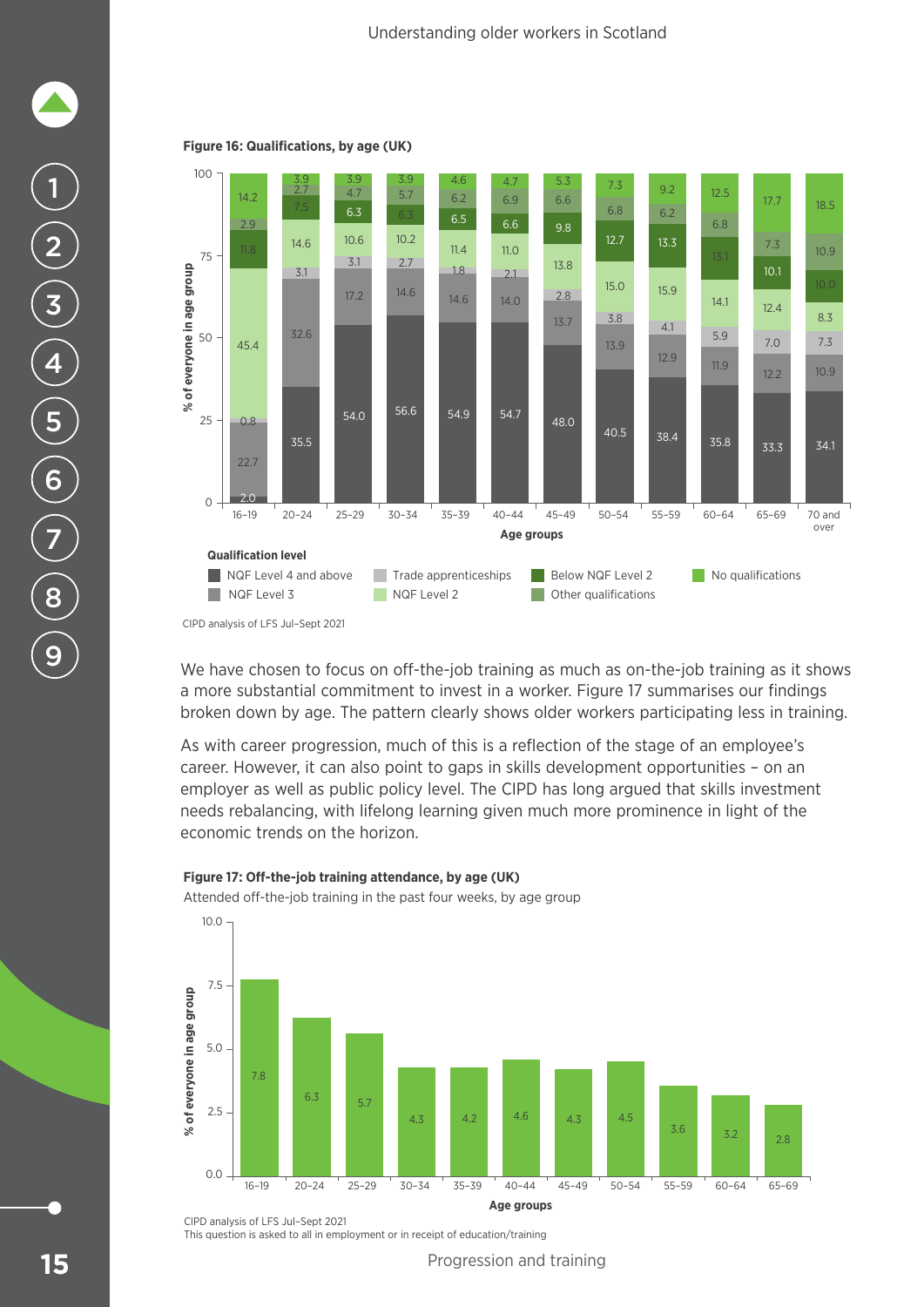**Figure 16: Qualifications, by age (UK)**

| Age group | NQF Level 4 and above | NQF Level 3 | Trade apprenticeships | NQF Level 2 | Below NQF Level 2 | Other qualifications | No qualifications |
|---|---|---|---|---|---|---|---|
| 16–19 | 2.0 | 22.7 | 0.8 | 45.4 | 11.8 | 2.9 | 14.2 |
| 20–24 | 35.5 | 32.6 | 3.1 | 14.6 | 7.5 | 2.7 | 3.9 |
| 25–29 | 54.0 | 17.2 | 3.1 | 10.6 | 6.3 | 4.7 | 3.9 |
| 30–34 | 56.6 | 14.6 | 2.7 | 10.2 | 6.3 | 5.7 | 3.9 |
| 35–39 | 54.9 | 14.6 | 1.8 | 11.4 | 6.5 | 6.2 | 4.6 |
| 40–44 | 54.7 | 14.0 | 2.1 | 11.0 | 6.6 | 6.9 | 4.7 |
| 45–49 | 48.0 | 13.7 | 2.8 | 13.8 | 9.8 | 6.6 | 5.3 |
| 50–54 | 40.5 | 13.9 | 3.8 | 15.0 | 12.7 | 6.8 | 7.3 |
| 55–59 | 38.4 | 12.9 | 4.1 | 15.9 | 13.3 | 6.2 | 9.2 |
| 60–64 | 35.8 | 11.9 | 5.9 | 14.1 | 13.1 | 6.8 | 12.5 |
| 65–69 | 33.3 | 12.2 | 7.0 | 12.4 | 10.1 | 7.3 | 17.7 |
| 70 and over | 34.1 | 10.9 | 7.3 | 8.3 | 10.0 | 10.9 | 18.5 |

% of everyone in age group

CIPD analysis of LFS Jul–Sept 2021

We have chosen to focus on off-the-job training as much as on-the-job training as it shows a more substantial commitment to invest in a worker. Figure 17 summarises our findings broken down by age. The pattern clearly shows older workers participating less in training.

As with career progression, much of this is a reflection of the stage of an employee's career. However, it can also point to gaps in skills development opportunities – on an employer as well as public policy level. The CIPD has long argued that skills investment needs rebalancing, with lifelong learning given much more prominence in light of the economic trends on the horizon.

**Figure 17: Off-the-job training attendance, by age (UK)**

Attended off-the-job training in the past four weeks, by age group

| Age group | % of everyone in age group |
|---|---|
| 16–19 | 7.8 |
| 20–24 | 6.3 |
| 25–29 | 5.7 |
| 30–34 | 4.3 |
| 35–39 | 4.2 |
| 40–44 | 4.6 |
| 45–49 | 4.3 |
| 50–54 | 4.5 |
| 55–59 | 3.6 |
| 60–64 | 3.2 |
| 65–69 | 2.8 |

CIPD analysis of LFS Jul–Sept 2021
This question is asked to all in employment or in receipt of education/training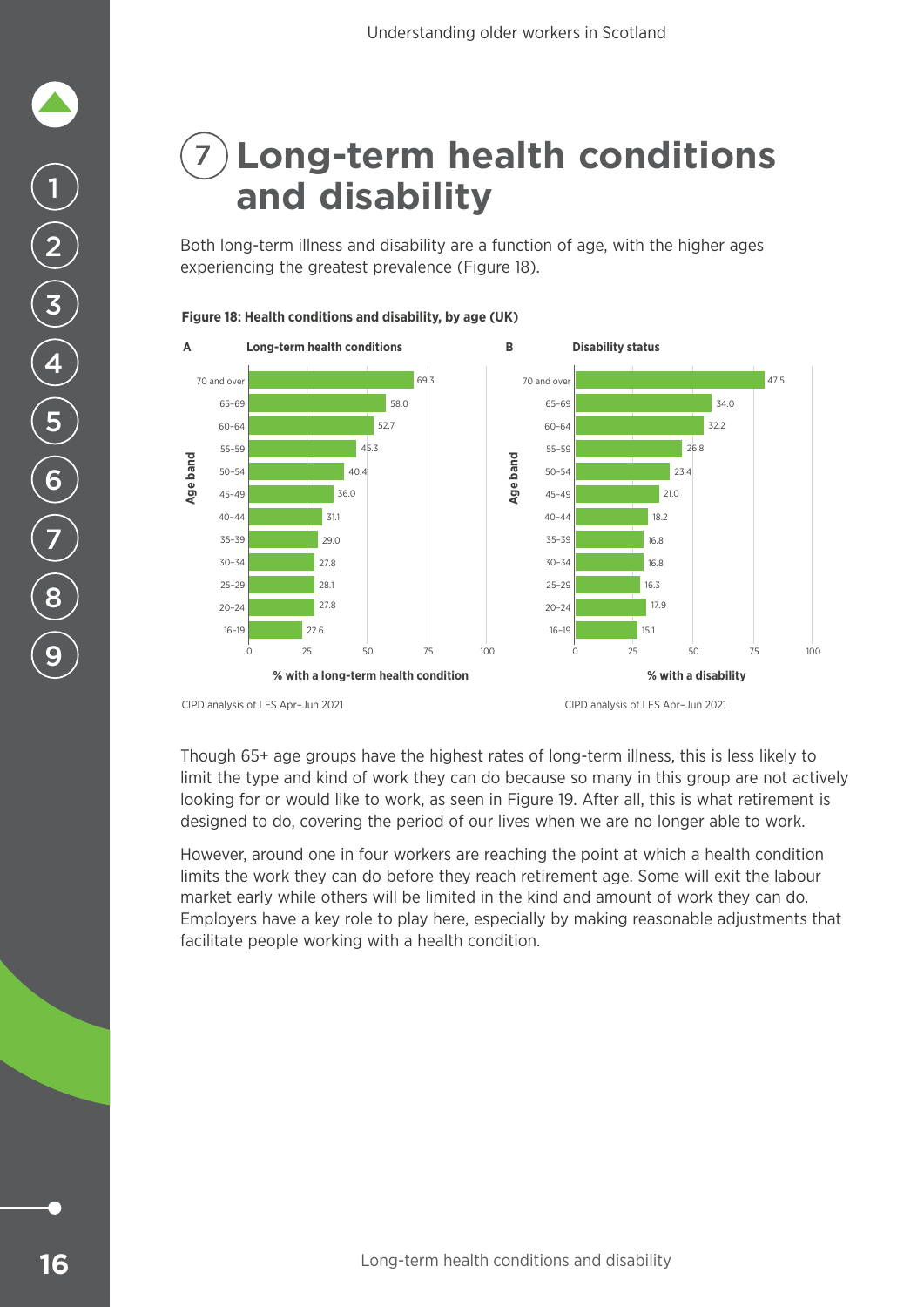# 7 Long-term health conditions and disability

Both long-term illness and disability are a function of age, with the higher ages experiencing the greatest prevalence (Figure 18).

**Figure 18: Health conditions and disability, by age (UK)**

| Age band | A: Long-term health conditions (% with a long-term health condition) | B: Disability status (% with a disability) |
|---|---|---|
| 70 and over | 69.3 | 47.5 |
| 65–69 | 58.0 | 34.0 |
| 60–64 | 52.7 | 32.2 |
| 55–59 | 45.3 | 26.8 |
| 50–54 | 40.4 | 23.4 |
| 45–49 | 36.0 | 21.0 |
| 40–44 | 31.1 | 18.2 |
| 35–39 | 29.0 | 16.8 |
| 30–34 | 27.8 | 16.8 |
| 25–29 | 28.1 | 16.3 |
| 20–24 | 27.8 | 17.9 |
| 16–19 | 22.6 | 15.1 |

CIPD analysis of LFS Apr–Jun 2021

Though 65+ age groups have the highest rates of long-term illness, this is less likely to limit the type and kind of work they can do because so many in this group are not actively looking for or would like to work, as seen in Figure 19. After all, this is what retirement is designed to do, covering the period of our lives when we are no longer able to work.

However, around one in four workers are reaching the point at which a health condition limits the work they can do before they reach retirement age. Some will exit the labour market early while others will be limited in the kind and amount of work they can do. Employers have a key role to play here, especially by making reasonable adjustments that facilitate people working with a health condition.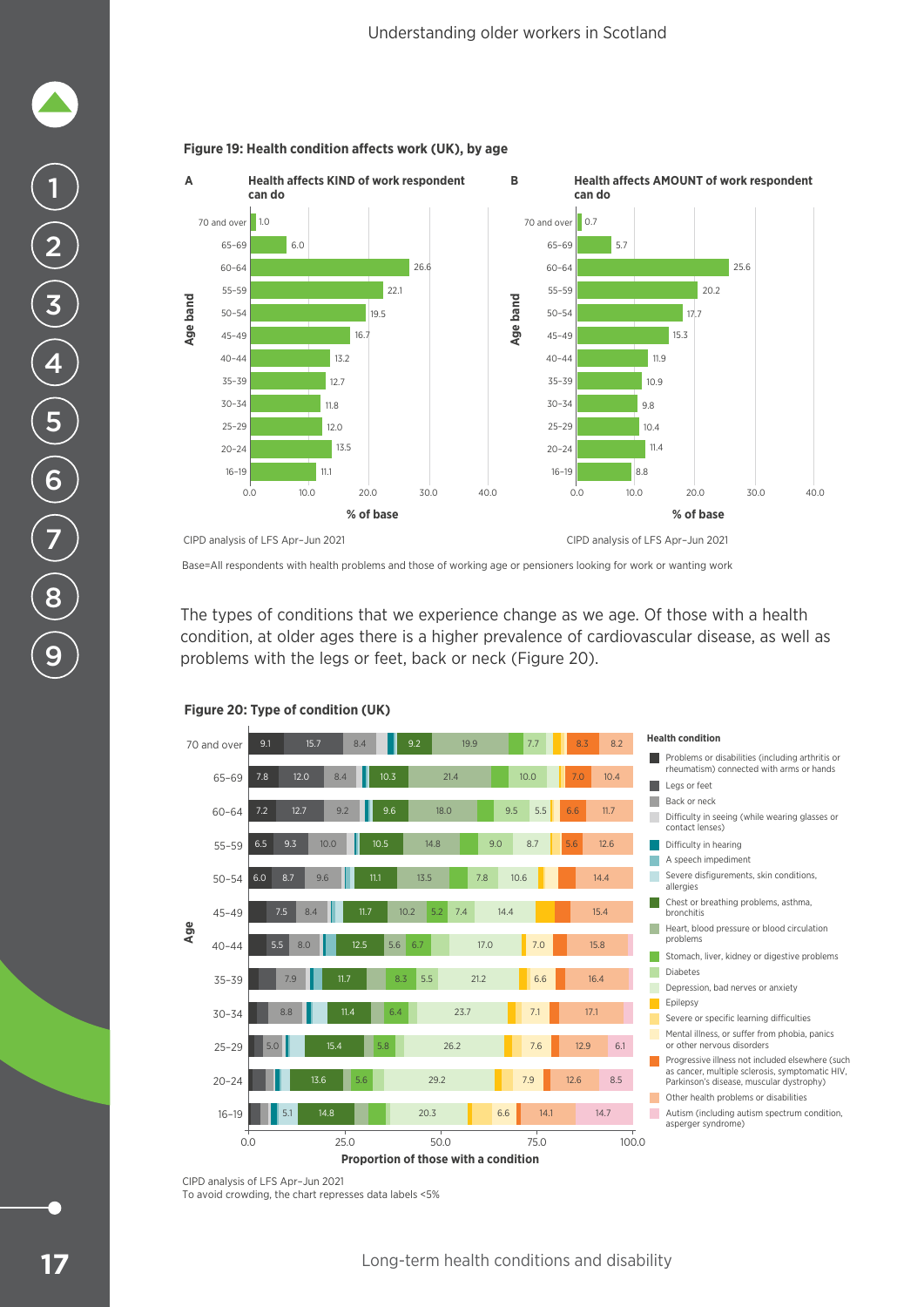**Figure 19: Health condition affects work (UK), by age**

**A** — Health affects KIND of work respondent can do

| Age band | % of base |
|---|---|
| 70 and over | 1.0 |
| 65–69 | 6.0 |
| 60–64 | 26.6 |
| 55–59 | 22.1 |
| 50–54 | 19.5 |
| 45–49 | 16.7 |
| 40–44 | 13.2 |
| 35–39 | 12.7 |
| 30–34 | 11.8 |
| 25–29 | 12.0 |
| 20–24 | 13.5 |
| 16–19 | 11.1 |

CIPD analysis of LFS Apr–Jun 2021

**B** — Health affects AMOUNT of work respondent can do

| Age band | % of base |
|---|---|
| 70 and over | 0.7 |
| 65–69 | 5.7 |
| 60–64 | 25.6 |
| 55–59 | 20.2 |
| 50–54 | 17.7 |
| 45–49 | 15.3 |
| 40–44 | 11.9 |
| 35–39 | 10.9 |
| 30–34 | 9.8 |
| 25–29 | 10.4 |
| 20–24 | 11.4 |
| 16–19 | 8.8 |

CIPD analysis of LFS Apr–Jun 2021

Base=All respondents with health problems and those of working age or pensioners looking for work or wanting work

The types of conditions that we experience change as we age. Of those with a health condition, at older ages there is a higher prevalence of cardiovascular disease, as well as problems with the legs or feet, back or neck (Figure 20).

**Figure 20: Type of condition (UK)**

Health condition:
- Problems or disabilities (including arthritis or rheumatism) connected with arms or hands
- Legs or feet
- Back or neck
- Difficulty in seeing (while wearing glasses or contact lenses)
- Difficulty in hearing
- A speech impediment
- Severe disfigurements, skin conditions, allergies
- Chest or breathing problems, asthma, bronchitis
- Heart, blood pressure or blood circulation problems
- Stomach, liver, kidney or digestive problems
- Diabetes
- Depression, bad nerves or anxiety
- Epilepsy
- Severe or specific learning difficulties
- Mental illness, or suffer from phobia, panics or other nervous disorders
- Progressive illness not included elsewhere (such as cancer, multiple sclerosis, symptomatic HIV, Parkinson's disease, muscular dystrophy)
- Other health problems or disabilities
- Autism (including autism spectrum condition, asperger syndrome)

| Age | Arms or hands | Legs or feet | Back or neck | Chest or breathing | Heart, blood pressure or circulation | Stomach, liver, kidney or digestive | Diabetes | Depression, bad nerves or anxiety | Mental illness | Progressive illness | Other health problems | Autism |
|---|---|---|---|---|---|---|---|---|---|---|---|---|
| 70 and over | 9.1 | 15.7 | 8.4 | 9.2 | 19.9 | | 7.7 | | | 8.3 | 8.2 | |
| 65–69 | 7.8 | 12.0 | 8.4 | 10.3 | 21.4 | | 10.0 | | | 7.0 | 10.4 | |
| 60–64 | 7.2 | 12.7 | 9.2 | 9.6 | 18.0 | | 9.5 | 5.5 | | 6.6 | 11.7 | |
| 55–59 | 6.5 | 9.3 | 10.0 | 10.5 | 14.8 | | 9.0 | 8.7 | | 5.6 | 12.6 | |
| 50–54 | 6.0 | 8.7 | 9.6 | 11.1 | 13.5 | | 7.8 | 10.6 | | | 14.4 | |
| 45–49 | | 7.5 | 8.4 | 11.7 | 10.2 | 5.2 | 7.4 | 14.4 | | | 15.4 | |
| 40–44 | | 5.5 | 8.0 | 12.5 | 5.6 | 6.7 | | 17.0 | 7.0 | | 15.8 | |
| 35–39 | | | 7.9 | 11.7 | | 8.3 | 5.5 | 21.2 | 6.6 | | 16.4 | |
| 30–34 | | | 8.8 | 11.4 | | 6.4 | | 23.7 | 7.1 | | 17.1 | |
| 25–29 | | | 5.0 | 15.4 | | 5.8 | | 26.2 | 7.6 | | 12.9 | 6.1 |
| 20–24 | | | | 13.6 | | 5.6 | | 29.2 | 7.9 | | 12.6 | 8.5 |
| 16–19 | | | | 14.8 | | | | 20.3 | 6.6 | | 14.1 | 14.7 |

Additional label: 16–19 — 5.1 (severe disfigurements, skin conditions, allergies).

Proportion of those with a condition

CIPD analysis of LFS Apr–Jun 2021

To avoid crowding, the chart represses data labels <5%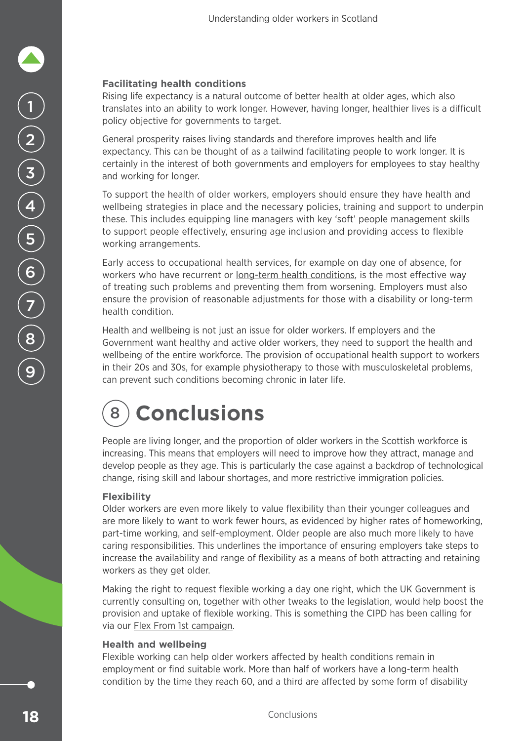### Facilitating health conditions

Rising life expectancy is a natural outcome of better health at older ages, which also translates into an ability to work longer. However, having longer, healthier lives is a difficult policy objective for governments to target.

General prosperity raises living standards and therefore improves health and life expectancy. This can be thought of as a tailwind facilitating people to work longer. It is certainly in the interest of both governments and employers for employees to stay healthy and working for longer.

To support the health of older workers, employers should ensure they have health and wellbeing strategies in place and the necessary policies, training and support to underpin these. This includes equipping line managers with key 'soft' people management skills to support people effectively, ensuring age inclusion and providing access to flexible working arrangements.

Early access to occupational health services, for example on day one of absence, for workers who have recurrent or long-term health conditions, is the most effective way of treating such problems and preventing them from worsening. Employers must also ensure the provision of reasonable adjustments for those with a disability or long-term health condition.

Health and wellbeing is not just an issue for older workers. If employers and the Government want healthy and active older workers, they need to support the health and wellbeing of the entire workforce. The provision of occupational health support to workers in their 20s and 30s, for example physiotherapy to those with musculoskeletal problems, can prevent such conditions becoming chronic in later life.

# 8 Conclusions

People are living longer, and the proportion of older workers in the Scottish workforce is increasing. This means that employers will need to improve how they attract, manage and develop people as they age. This is particularly the case against a backdrop of technological change, rising skill and labour shortages, and more restrictive immigration policies.

### Flexibility

Older workers are even more likely to value flexibility than their younger colleagues and are more likely to want to work fewer hours, as evidenced by higher rates of homeworking, part-time working, and self-employment. Older people are also much more likely to have caring responsibilities. This underlines the importance of ensuring employers take steps to increase the availability and range of flexibility as a means of both attracting and retaining workers as they get older.

Making the right to request flexible working a day one right, which the UK Government is currently consulting on, together with other tweaks to the legislation, would help boost the provision and uptake of flexible working. This is something the CIPD has been calling for via our Flex From 1st campaign.

### Health and wellbeing

Flexible working can help older workers affected by health conditions remain in employment or find suitable work. More than half of workers have a long-term health condition by the time they reach 60, and a third are affected by some form of disability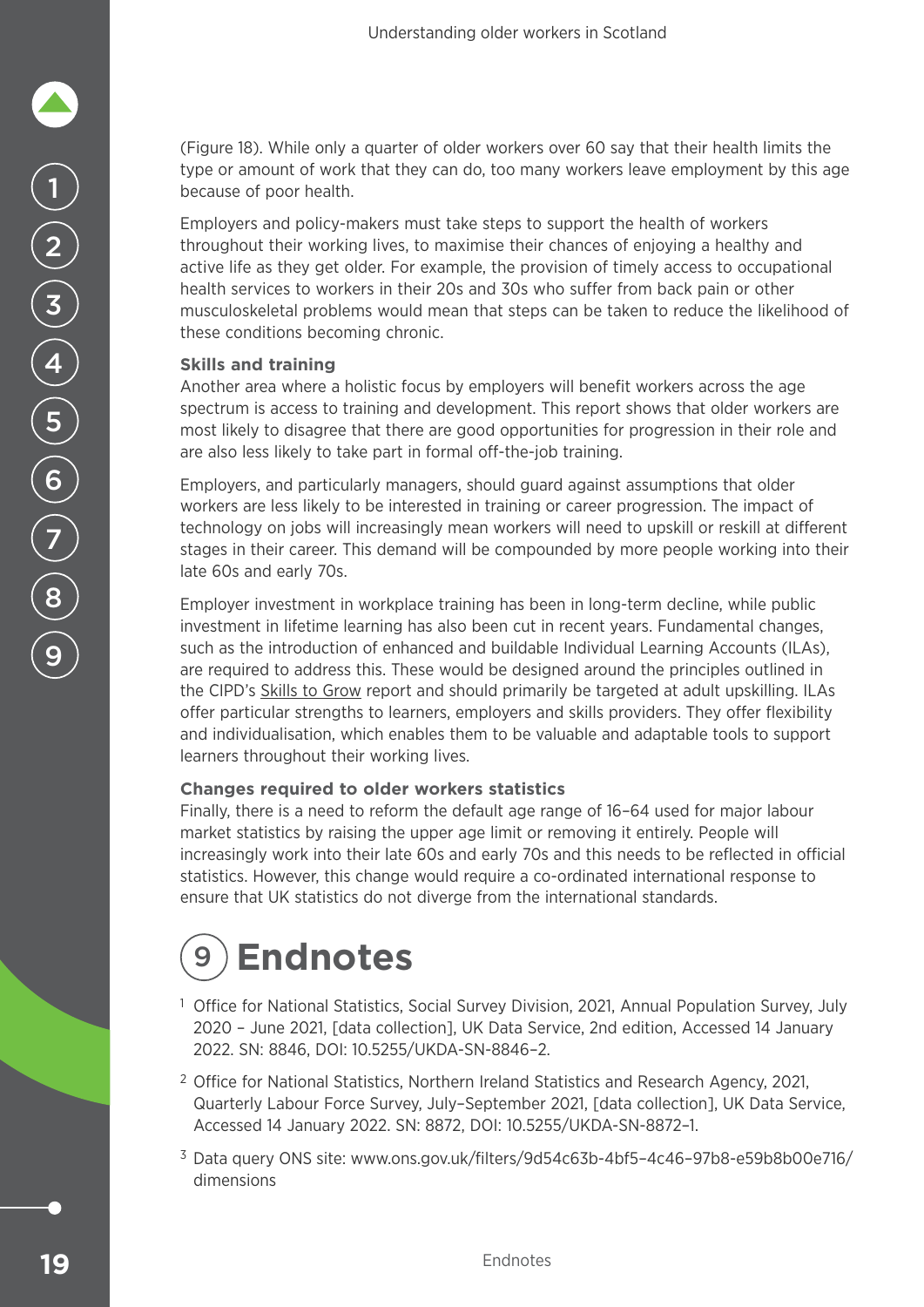(Figure 18). While only a quarter of older workers over 60 say that their health limits the type or amount of work that they can do, too many workers leave employment by this age because of poor health.

Employers and policy-makers must take steps to support the health of workers throughout their working lives, to maximise their chances of enjoying a healthy and active life as they get older. For example, the provision of timely access to occupational health services to workers in their 20s and 30s who suffer from back pain or other musculoskeletal problems would mean that steps can be taken to reduce the likelihood of these conditions becoming chronic.

**Skills and training**

Another area where a holistic focus by employers will benefit workers across the age spectrum is access to training and development. This report shows that older workers are most likely to disagree that there are good opportunities for progression in their role and are also less likely to take part in formal off-the-job training.

Employers, and particularly managers, should guard against assumptions that older workers are less likely to be interested in training or career progression. The impact of technology on jobs will increasingly mean workers will need to upskill or reskill at different stages in their career. This demand will be compounded by more people working into their late 60s and early 70s.

Employer investment in workplace training has been in long-term decline, while public investment in lifetime learning has also been cut in recent years. Fundamental changes, such as the introduction of enhanced and buildable Individual Learning Accounts (ILAs), are required to address this. These would be designed around the principles outlined in the CIPD's Skills to Grow report and should primarily be targeted at adult upskilling. ILAs offer particular strengths to learners, employers and skills providers. They offer flexibility and individualisation, which enables them to be valuable and adaptable tools to support learners throughout their working lives.

**Changes required to older workers statistics**

Finally, there is a need to reform the default age range of 16–64 used for major labour market statistics by raising the upper age limit or removing it entirely. People will increasingly work into their late 60s and early 70s and this needs to be reflected in official statistics. However, this change would require a co-ordinated international response to ensure that UK statistics do not diverge from the international standards.

# 9 Endnotes

[1] Office for National Statistics, Social Survey Division, 2021, Annual Population Survey, July 2020 – June 2021, [data collection], UK Data Service, 2nd edition, Accessed 14 January 2022. SN: 8846, DOI: 10.5255/UKDA-SN-8846–2.

[2] Office for National Statistics, Northern Ireland Statistics and Research Agency, 2021, Quarterly Labour Force Survey, July–September 2021, [data collection], UK Data Service, Accessed 14 January 2022. SN: 8872, DOI: 10.5255/UKDA-SN-8872–1.

[3] Data query ONS site: www.ons.gov.uk/filters/9d54c63b-4bf5–4c46–97b8-e59b8b00e716/dimensions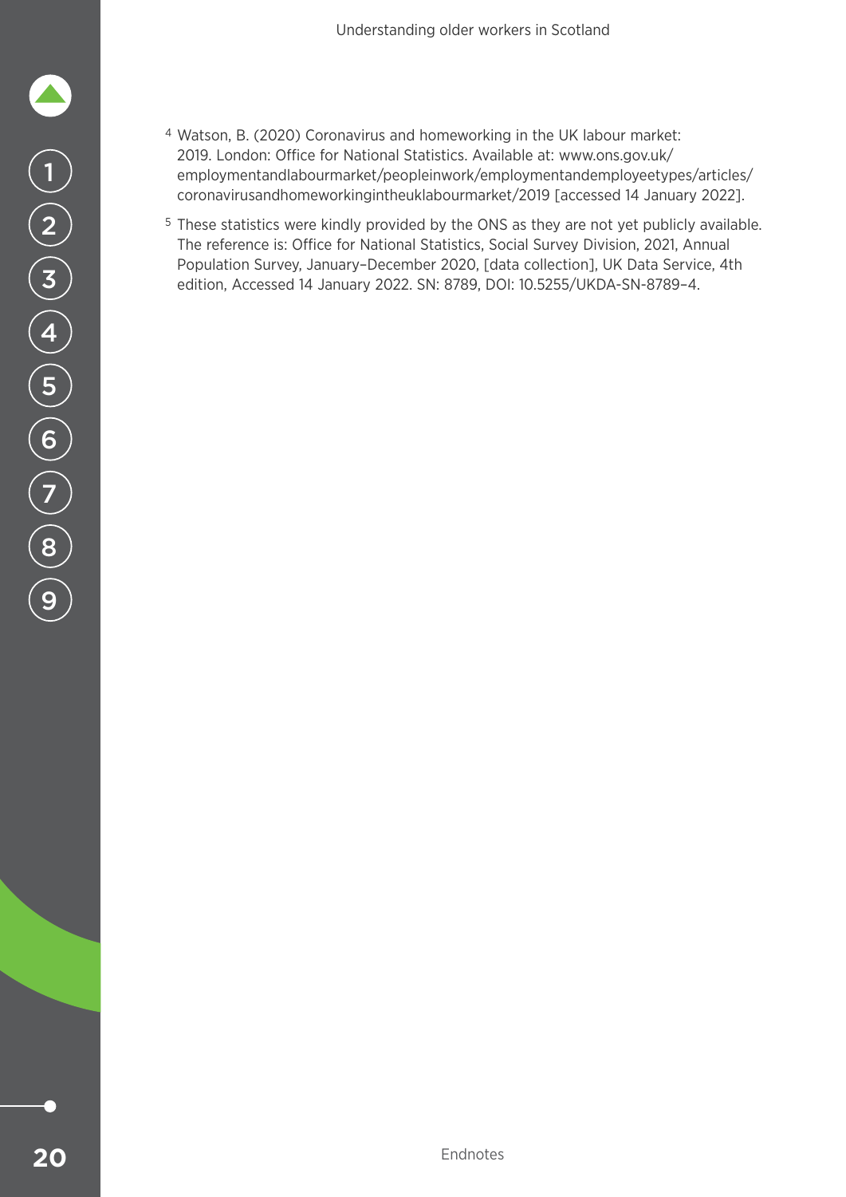[4] Watson, B. (2020) Coronavirus and homeworking in the UK labour market: 2019. London: Office for National Statistics. Available at: www.ons.gov.uk/employmentandlabourmarket/peopleinwork/employmentandemployeetypes/articles/coronavirusandhomeworkingintheuklabourmarket/2019 [accessed 14 January 2022].

[5] These statistics were kindly provided by the ONS as they are not yet publicly available. The reference is: Office for National Statistics, Social Survey Division, 2021, Annual Population Survey, January–December 2020, [data collection], UK Data Service, 4th edition, Accessed 14 January 2022. SN: 8789, DOI: 10.5255/UKDA-SN-8789–4.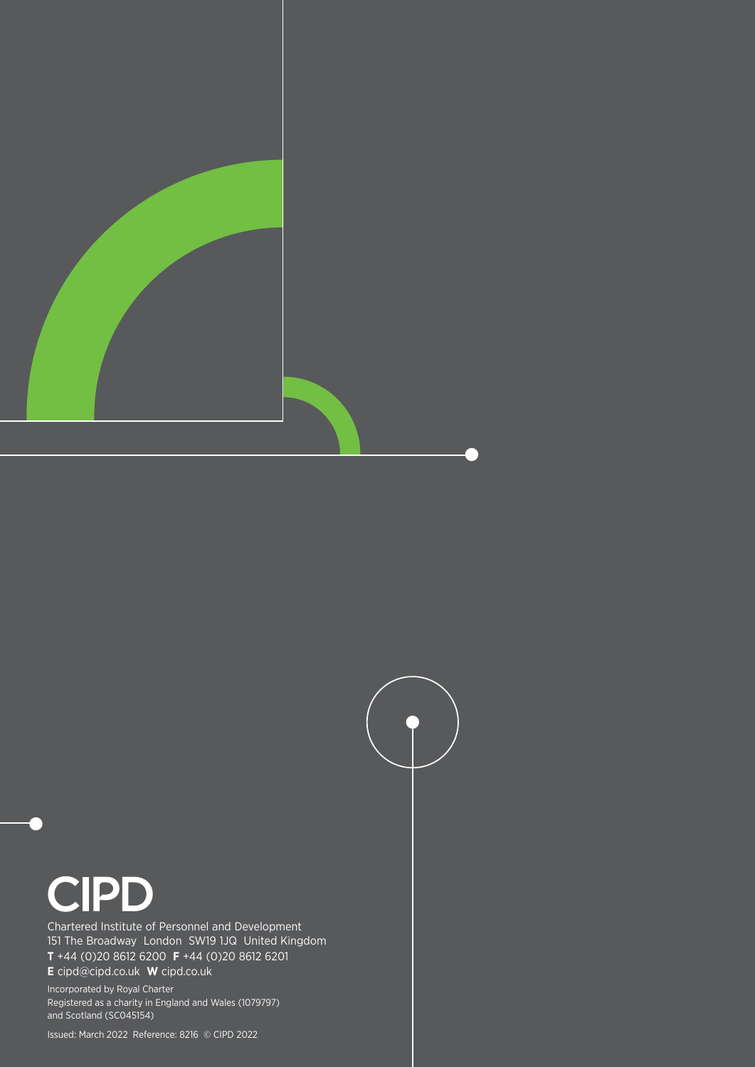# CIPD

Chartered Institute of Personnel and Development
151 The Broadway London SW19 1JQ United Kingdom
**T** +44 (0)20 8612 6200 **F** +44 (0)20 8612 6201
**E** cipd@cipd.co.uk **W** cipd.co.uk

Incorporated by Royal Charter
Registered as a charity in England and Wales (1079797)
and Scotland (SC045154)

Issued: March 2022 Reference: 8216 © CIPD 2022